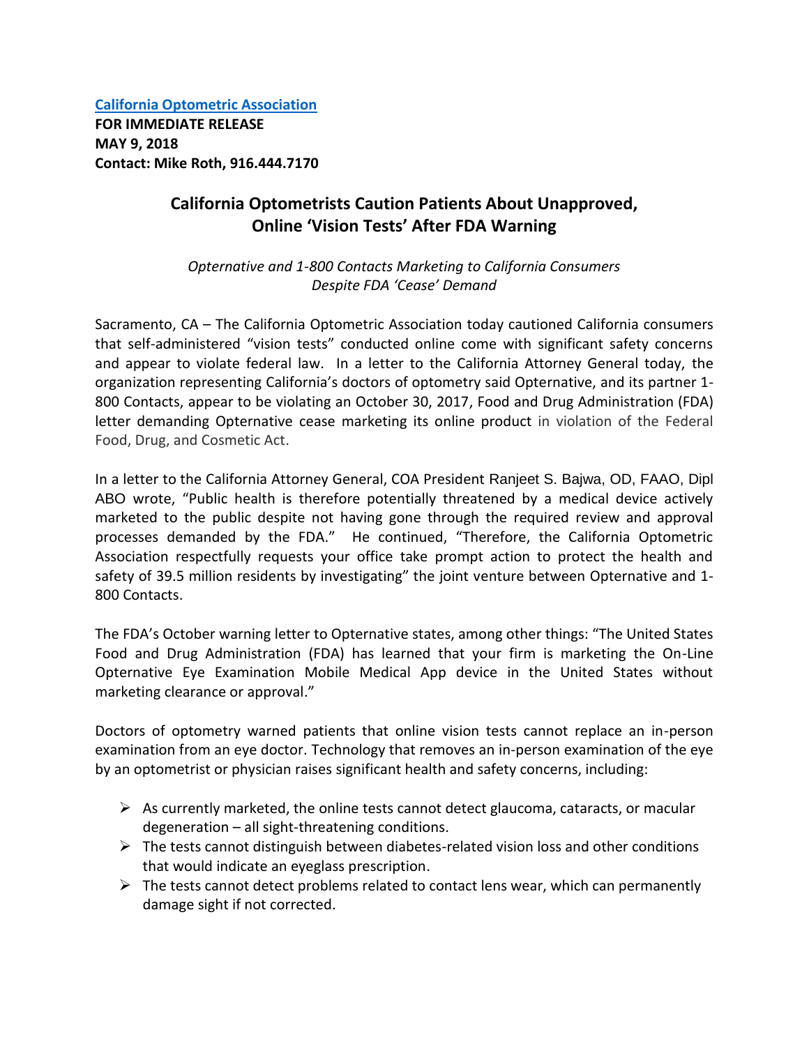[California Optometric Association]

**FOR IMMEDIATE RELEASE**
**MAY 9, 2018**
**Contact: Mike Roth, 916.444.7170**

## California Optometrists Caution Patients About Unapproved, Online 'Vision Tests' After FDA Warning

*Opternative and 1-800 Contacts Marketing to California Consumers Despite FDA 'Cease' Demand*

Sacramento, CA – The California Optometric Association today cautioned California consumers that self-administered "vision tests" conducted online come with significant safety concerns and appear to violate federal law. In a letter to the California Attorney General today, the organization representing California's doctors of optometry said Opternative, and its partner 1-800 Contacts, appear to be violating an October 30, 2017, Food and Drug Administration (FDA) letter demanding Opternative cease marketing its online product in violation of the Federal Food, Drug, and Cosmetic Act.

In a letter to the California Attorney General, COA President Ranjeet S. Bajwa, OD, FAAO, Dipl ABO wrote, "Public health is therefore potentially threatened by a medical device actively marketed to the public despite not having gone through the required review and approval processes demanded by the FDA." He continued, "Therefore, the California Optometric Association respectfully requests your office take prompt action to protect the health and safety of 39.5 million residents by investigating" the joint venture between Opternative and 1-800 Contacts.

The FDA's October warning letter to Opternative states, among other things: "The United States Food and Drug Administration (FDA) has learned that your firm is marketing the On-Line Opternative Eye Examination Mobile Medical App device in the United States without marketing clearance or approval."

Doctors of optometry warned patients that online vision tests cannot replace an in-person examination from an eye doctor. Technology that removes an in-person examination of the eye by an optometrist or physician raises significant health and safety concerns, including:

- As currently marketed, the online tests cannot detect glaucoma, cataracts, or macular degeneration – all sight-threatening conditions.
- The tests cannot distinguish between diabetes-related vision loss and other conditions that would indicate an eyeglass prescription.
- The tests cannot detect problems related to contact lens wear, which can permanently damage sight if not corrected.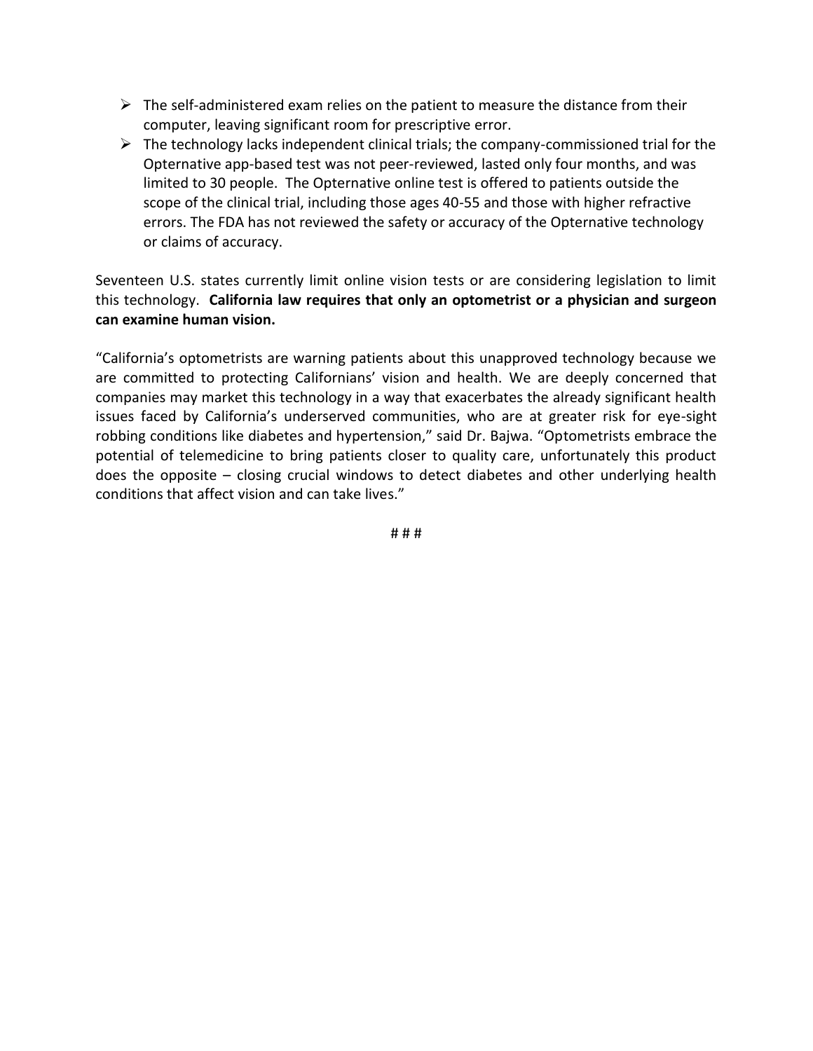- The self-administered exam relies on the patient to measure the distance from their computer, leaving significant room for prescriptive error.
- The technology lacks independent clinical trials; the company-commissioned trial for the Opternative app-based test was not peer-reviewed, lasted only four months, and was limited to 30 people. The Opternative online test is offered to patients outside the scope of the clinical trial, including those ages 40-55 and those with higher refractive errors. The FDA has not reviewed the safety or accuracy of the Opternative technology or claims of accuracy.

Seventeen U.S. states currently limit online vision tests or are considering legislation to limit this technology. **California law requires that only an optometrist or a physician and surgeon can examine human vision.**

"California's optometrists are warning patients about this unapproved technology because we are committed to protecting Californians' vision and health. We are deeply concerned that companies may market this technology in a way that exacerbates the already significant health issues faced by California's underserved communities, who are at greater risk for eye-sight robbing conditions like diabetes and hypertension," said Dr. Bajwa. "Optometrists embrace the potential of telemedicine to bring patients closer to quality care, unfortunately this product does the opposite – closing crucial windows to detect diabetes and other underlying health conditions that affect vision and can take lives."

# # #